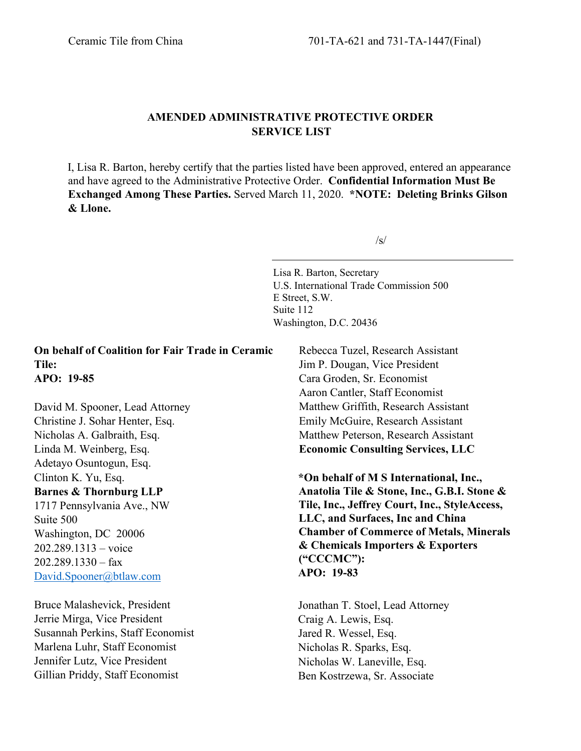Ceramic Tile from China 701-TA-621 and 731-TA-1447(Final)

## AMENDED ADMINISTRATIVE PROTECTIVE ORDER SERVICE LIST

I, Lisa R. Barton, hereby certify that the parties listed have been approved, entered an appearance and have agreed to the Administrative Protective Order. **Confidential Information Must Be Exchanged Among These Parties.** Served March 11, 2020. ***NOTE: Deleting Brinks Gilson & Llone.**

/s/

Lisa R. Barton, Secretary
U.S. International Trade Commission 500
E Street, S.W.
Suite 112
Washington, D.C. 20436

**On behalf of Coalition for Fair Trade in Ceramic Tile:**
**APO: 19-85**

David M. Spooner, Lead Attorney
Christine J. Sohar Henter, Esq.
Nicholas A. Galbraith, Esq.
Linda M. Weinberg, Esq.
Adetayo Osuntogun, Esq.
Clinton K. Yu, Esq.
**Barnes & Thornburg LLP**
1717 Pennsylvania Ave., NW
Suite 500
Washington, DC 20006
202.289.1313 – voice
202.289.1330 – fax
David.Spooner@btlaw.com

Bruce Malashevick, President
Jerrie Mirga, Vice President
Susannah Perkins, Staff Economist
Marlena Luhr, Staff Economist
Jennifer Lutz, Vice President
Gillian Priddy, Staff Economist
Rebecca Tuzel, Research Assistant
Jim P. Dougan, Vice President
Cara Groden, Sr. Economist
Aaron Cantler, Staff Economist
Matthew Griffith, Research Assistant
Emily McGuire, Research Assistant
Matthew Peterson, Research Assistant
**Economic Consulting Services, LLC**

***On behalf of M S International, Inc., Anatolia Tile & Stone, Inc., G.B.I. Stone & Tile, Inc., Jeffrey Court, Inc., StyleAccess, LLC, and Surfaces, Inc and China Chamber of Commerce of Metals, Minerals & Chemicals Importers & Exporters ("CCCMC"):**
**APO: 19-83**

Jonathan T. Stoel, Lead Attorney
Craig A. Lewis, Esq.
Jared R. Wessel, Esq.
Nicholas R. Sparks, Esq.
Nicholas W. Laneville, Esq.
Ben Kostrzewa, Sr. Associate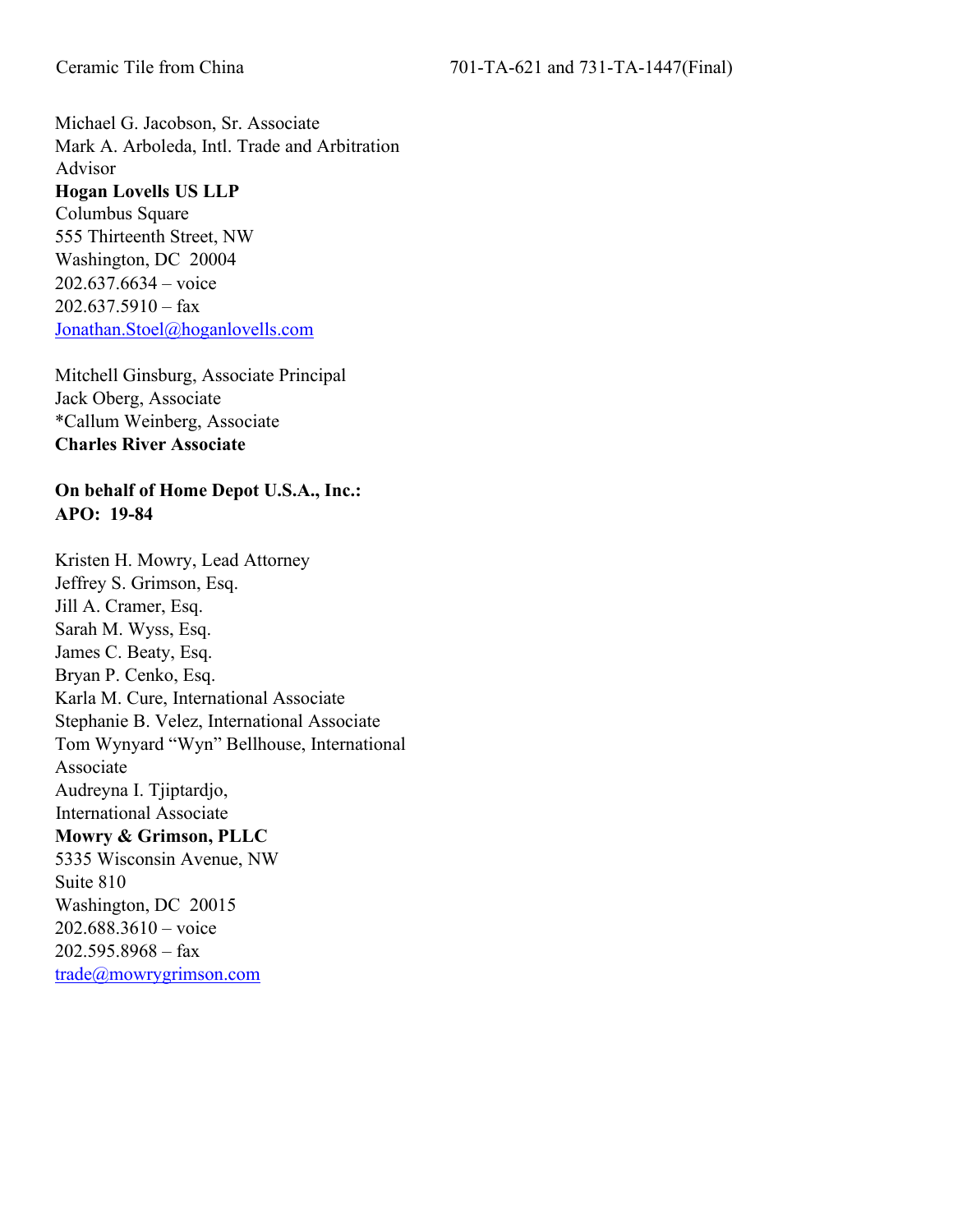Michael G. Jacobson, Sr. Associate
Mark A. Arboleda, Intl. Trade and Arbitration Advisor
**Hogan Lovells US LLP**
Columbus Square
555 Thirteenth Street, NW
Washington, DC 20004
202.637.6634 – voice
202.637.5910 – fax
Jonathan.Stoel@hoganlovells.com

Mitchell Ginsburg, Associate Principal
Jack Oberg, Associate
*Callum Weinberg, Associate
**Charles River Associate**

**On behalf of Home Depot U.S.A., Inc.:**
**APO: 19-84**

Kristen H. Mowry, Lead Attorney
Jeffrey S. Grimson, Esq.
Jill A. Cramer, Esq.
Sarah M. Wyss, Esq.
James C. Beaty, Esq.
Bryan P. Cenko, Esq.
Karla M. Cure, International Associate
Stephanie B. Velez, International Associate
Tom Wynyard "Wyn" Bellhouse, International Associate
Audreyna I. Tjiptardjo, International Associate
**Mowry & Grimson, PLLC**
5335 Wisconsin Avenue, NW
Suite 810
Washington, DC 20015
202.688.3610 – voice
202.595.8968 – fax
trade@mowrygrimson.com